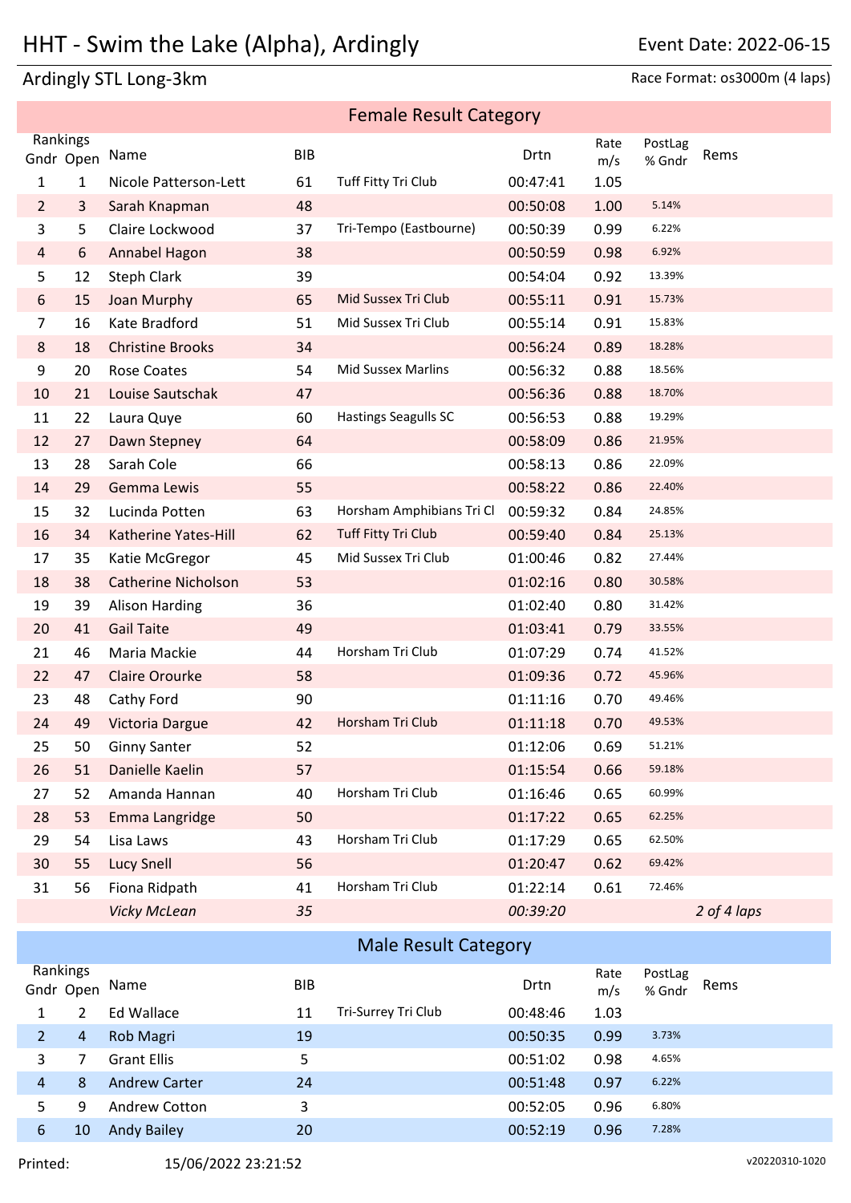# HHT - Swim the Lake (Alpha), Ardingly

Event Date: 2022-06-15

## Ardingly STL Long-3km

Race Format: os3000m (4 laps)

### Female Result Category

| Rankings Gndr | Open | Name | BIB | | Drtn | Rate m/s | PostLag % Gndr | Rems |
|---|---|---|---|---|---|---|---|---|
| 1 | 1 | Nicole Patterson-Lett | 61 | Tuff Fitty Tri Club | 00:47:41 | 1.05 | | |
| 2 | 3 | Sarah Knapman | 48 | | 00:50:08 | 1.00 | 5.14% | |
| 3 | 5 | Claire Lockwood | 37 | Tri-Tempo (Eastbourne) | 00:50:39 | 0.99 | 6.22% | |
| 4 | 6 | Annabel Hagon | 38 | | 00:50:59 | 0.98 | 6.92% | |
| 5 | 12 | Steph Clark | 39 | | 00:54:04 | 0.92 | 13.39% | |
| 6 | 15 | Joan Murphy | 65 | Mid Sussex Tri Club | 00:55:11 | 0.91 | 15.73% | |
| 7 | 16 | Kate Bradford | 51 | Mid Sussex Tri Club | 00:55:14 | 0.91 | 15.83% | |
| 8 | 18 | Christine Brooks | 34 | | 00:56:24 | 0.89 | 18.28% | |
| 9 | 20 | Rose Coates | 54 | Mid Sussex Marlins | 00:56:32 | 0.88 | 18.56% | |
| 10 | 21 | Louise Sautschak | 47 | | 00:56:36 | 0.88 | 18.70% | |
| 11 | 22 | Laura Quye | 60 | Hastings Seagulls SC | 00:56:53 | 0.88 | 19.29% | |
| 12 | 27 | Dawn Stepney | 64 | | 00:58:09 | 0.86 | 21.95% | |
| 13 | 28 | Sarah Cole | 66 | | 00:58:13 | 0.86 | 22.09% | |
| 14 | 29 | Gemma Lewis | 55 | | 00:58:22 | 0.86 | 22.40% | |
| 15 | 32 | Lucinda Potten | 63 | Horsham Amphibians Tri Cl | 00:59:32 | 0.84 | 24.85% | |
| 16 | 34 | Katherine Yates-Hill | 62 | Tuff Fitty Tri Club | 00:59:40 | 0.84 | 25.13% | |
| 17 | 35 | Katie McGregor | 45 | Mid Sussex Tri Club | 01:00:46 | 0.82 | 27.44% | |
| 18 | 38 | Catherine Nicholson | 53 | | 01:02:16 | 0.80 | 30.58% | |
| 19 | 39 | Alison Harding | 36 | | 01:02:40 | 0.80 | 31.42% | |
| 20 | 41 | Gail Taite | 49 | | 01:03:41 | 0.79 | 33.55% | |
| 21 | 46 | Maria Mackie | 44 | Horsham Tri Club | 01:07:29 | 0.74 | 41.52% | |
| 22 | 47 | Claire Orourke | 58 | | 01:09:36 | 0.72 | 45.96% | |
| 23 | 48 | Cathy Ford | 90 | | 01:11:16 | 0.70 | 49.46% | |
| 24 | 49 | Victoria Dargue | 42 | Horsham Tri Club | 01:11:18 | 0.70 | 49.53% | |
| 25 | 50 | Ginny Santer | 52 | | 01:12:06 | 0.69 | 51.21% | |
| 26 | 51 | Danielle Kaelin | 57 | | 01:15:54 | 0.66 | 59.18% | |
| 27 | 52 | Amanda Hannan | 40 | Horsham Tri Club | 01:16:46 | 0.65 | 60.99% | |
| 28 | 53 | Emma Langridge | 50 | | 01:17:22 | 0.65 | 62.25% | |
| 29 | 54 | Lisa Laws | 43 | Horsham Tri Club | 01:17:29 | 0.65 | 62.50% | |
| 30 | 55 | Lucy Snell | 56 | | 01:20:47 | 0.62 | 69.42% | |
| 31 | 56 | Fiona Ridpath | 41 | Horsham Tri Club | 01:22:14 | 0.61 | 72.46% | |
| | | *Vicky McLean* | *35* | | *00:39:20* | | | *2 of 4 laps* |

### Male Result Category

| Rankings Gndr | Open | Name | BIB | | Drtn | Rate m/s | PostLag % Gndr | Rems |
|---|---|---|---|---|---|---|---|---|
| 1 | 2 | Ed Wallace | 11 | Tri-Surrey Tri Club | 00:48:46 | 1.03 | | |
| 2 | 4 | Rob Magri | 19 | | 00:50:35 | 0.99 | 3.73% | |
| 3 | 7 | Grant Ellis | 5 | | 00:51:02 | 0.98 | 4.65% | |
| 4 | 8 | Andrew Carter | 24 | | 00:51:48 | 0.97 | 6.22% | |
| 5 | 9 | Andrew Cotton | 3 | | 00:52:05 | 0.96 | 6.80% | |
| 6 | 10 | Andy Bailey | 20 | | 00:52:19 | 0.96 | 7.28% | |

Printed: 15/06/2022 23:21:52 v20220310-1020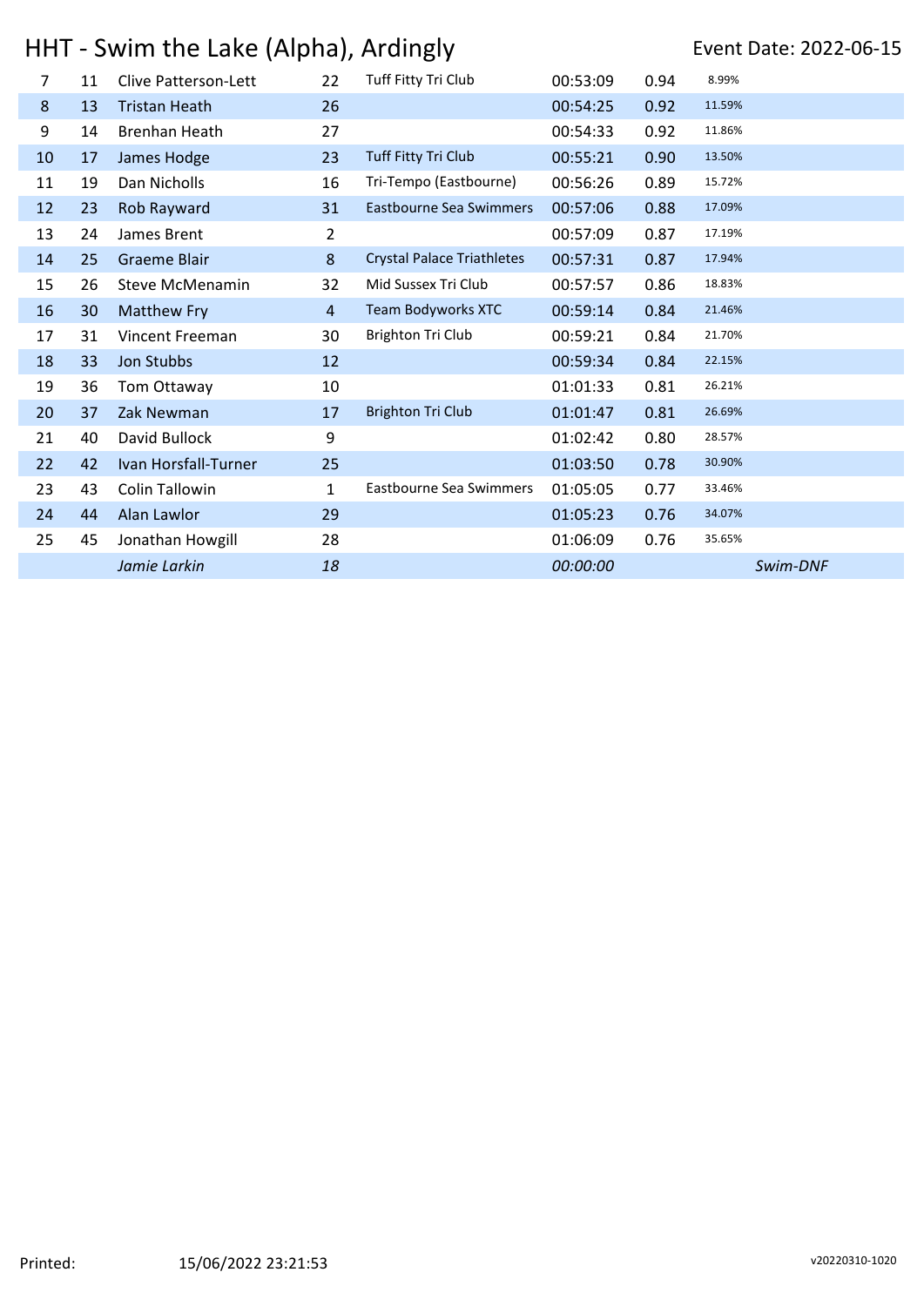# HHT - Swim the Lake (Alpha), Ardingly

Event Date: 2022-06-15

| | | | | | | | | |
|---|---|---|---|---|---|---|---|---|
| 7 | 11 | Clive Patterson-Lett | 22 | Tuff Fitty Tri Club | 00:53:09 | 0.94 | 8.99% | |
| 8 | 13 | Tristan Heath | 26 | | 00:54:25 | 0.92 | 11.59% | |
| 9 | 14 | Brenhan Heath | 27 | | 00:54:33 | 0.92 | 11.86% | |
| 10 | 17 | James Hodge | 23 | Tuff Fitty Tri Club | 00:55:21 | 0.90 | 13.50% | |
| 11 | 19 | Dan Nicholls | 16 | Tri-Tempo (Eastbourne) | 00:56:26 | 0.89 | 15.72% | |
| 12 | 23 | Rob Rayward | 31 | Eastbourne Sea Swimmers | 00:57:06 | 0.88 | 17.09% | |
| 13 | 24 | James Brent | 2 | | 00:57:09 | 0.87 | 17.19% | |
| 14 | 25 | Graeme Blair | 8 | Crystal Palace Triathletes | 00:57:31 | 0.87 | 17.94% | |
| 15 | 26 | Steve McMenamin | 32 | Mid Sussex Tri Club | 00:57:57 | 0.86 | 18.83% | |
| 16 | 30 | Matthew Fry | 4 | Team Bodyworks XTC | 00:59:14 | 0.84 | 21.46% | |
| 17 | 31 | Vincent Freeman | 30 | Brighton Tri Club | 00:59:21 | 0.84 | 21.70% | |
| 18 | 33 | Jon Stubbs | 12 | | 00:59:34 | 0.84 | 22.15% | |
| 19 | 36 | Tom Ottaway | 10 | | 01:01:33 | 0.81 | 26.21% | |
| 20 | 37 | Zak Newman | 17 | Brighton Tri Club | 01:01:47 | 0.81 | 26.69% | |
| 21 | 40 | David Bullock | 9 | | 01:02:42 | 0.80 | 28.57% | |
| 22 | 42 | Ivan Horsfall-Turner | 25 | | 01:03:50 | 0.78 | 30.90% | |
| 23 | 43 | Colin Tallowin | 1 | Eastbourne Sea Swimmers | 01:05:05 | 0.77 | 33.46% | |
| 24 | 44 | Alan Lawlor | 29 | | 01:05:23 | 0.76 | 34.07% | |
| 25 | 45 | Jonathan Howgill | 28 | | 01:06:09 | 0.76 | 35.65% | |
| | | *Jamie Larkin* | *18* | | *00:00:00* | | | *Swim-DNF* |

Printed: 15/06/2022 23:21:53

v20220310-1020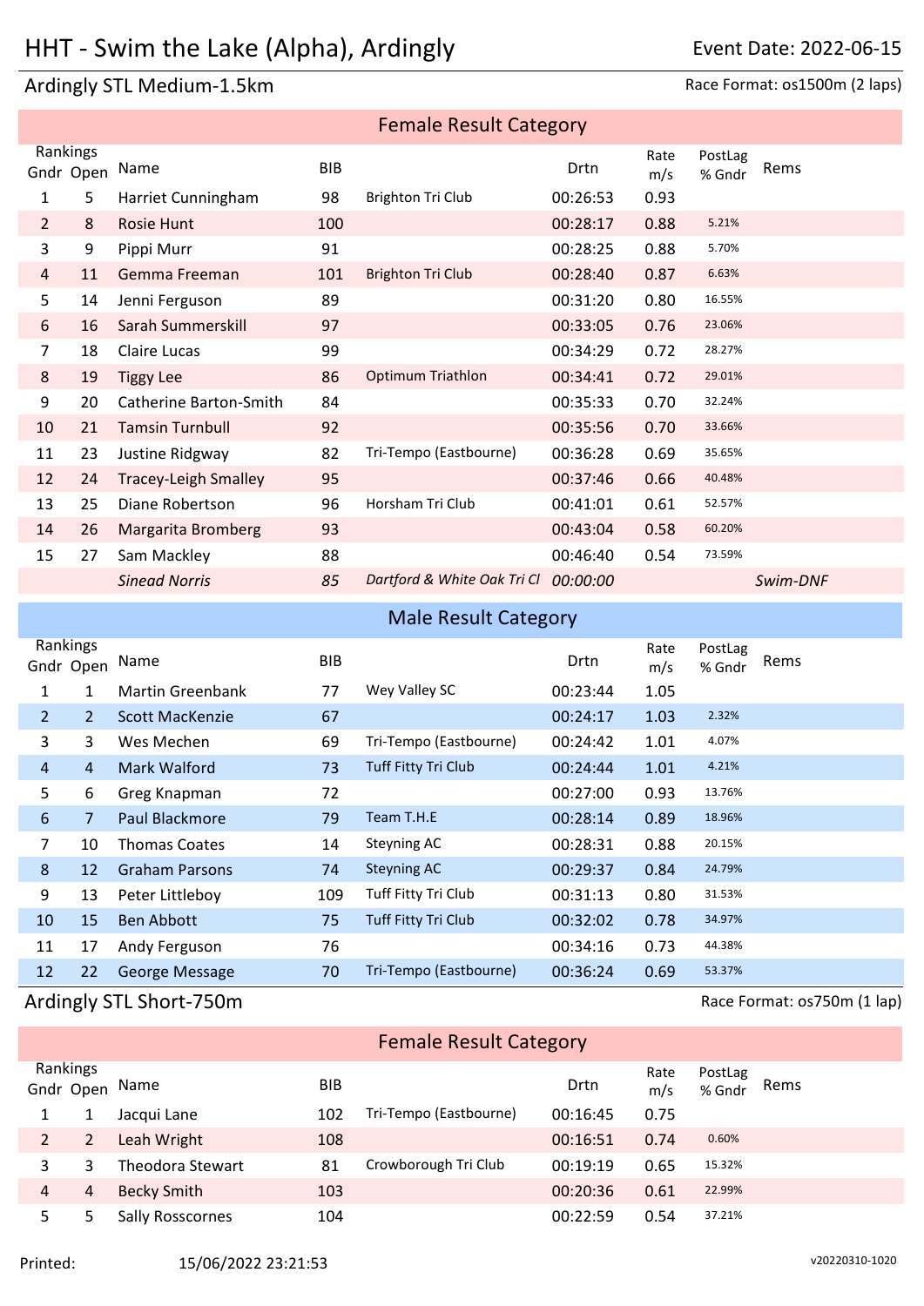# HHT - Swim the Lake (Alpha), Ardingly

Event Date: 2022-06-15

## Ardingly STL Medium-1.5km

Race Format: os1500m (2 laps)

### Female Result Category

| Rankings Gndr | Open | Name | BIB | | Drtn | Rate m/s | PostLag % Gndr | Rems |
|---|---|---|---|---|---|---|---|---|
| 1 | 5 | Harriet Cunningham | 98 | Brighton Tri Club | 00:26:53 | 0.93 | | |
| 2 | 8 | Rosie Hunt | 100 | | 00:28:17 | 0.88 | 5.21% | |
| 3 | 9 | Pippi Murr | 91 | | 00:28:25 | 0.88 | 5.70% | |
| 4 | 11 | Gemma Freeman | 101 | Brighton Tri Club | 00:28:40 | 0.87 | 6.63% | |
| 5 | 14 | Jenni Ferguson | 89 | | 00:31:20 | 0.80 | 16.55% | |
| 6 | 16 | Sarah Summerskill | 97 | | 00:33:05 | 0.76 | 23.06% | |
| 7 | 18 | Claire Lucas | 99 | | 00:34:29 | 0.72 | 28.27% | |
| 8 | 19 | Tiggy Lee | 86 | Optimum Triathlon | 00:34:41 | 0.72 | 29.01% | |
| 9 | 20 | Catherine Barton-Smith | 84 | | 00:35:33 | 0.70 | 32.24% | |
| 10 | 21 | Tamsin Turnbull | 92 | | 00:35:56 | 0.70 | 33.66% | |
| 11 | 23 | Justine Ridgway | 82 | Tri-Tempo (Eastbourne) | 00:36:28 | 0.69 | 35.65% | |
| 12 | 24 | Tracey-Leigh Smalley | 95 | | 00:37:46 | 0.66 | 40.48% | |
| 13 | 25 | Diane Robertson | 96 | Horsham Tri Club | 00:41:01 | 0.61 | 52.57% | |
| 14 | 26 | Margarita Bromberg | 93 | | 00:43:04 | 0.58 | 60.20% | |
| 15 | 27 | Sam Mackley | 88 | | 00:46:40 | 0.54 | 73.59% | |
| | | *Sinead Norris* | *85* | *Dartford & White Oak Tri Cl* | *00:00:00* | | | *Swim-DNF* |

### Male Result Category

| Rankings Gndr | Open | Name | BIB | | Drtn | Rate m/s | PostLag % Gndr | Rems |
|---|---|---|---|---|---|---|---|---|
| 1 | 1 | Martin Greenbank | 77 | Wey Valley SC | 00:23:44 | 1.05 | | |
| 2 | 2 | Scott MacKenzie | 67 | | 00:24:17 | 1.03 | 2.32% | |
| 3 | 3 | Wes Mechen | 69 | Tri-Tempo (Eastbourne) | 00:24:42 | 1.01 | 4.07% | |
| 4 | 4 | Mark Walford | 73 | Tuff Fitty Tri Club | 00:24:44 | 1.01 | 4.21% | |
| 5 | 6 | Greg Knapman | 72 | | 00:27:00 | 0.93 | 13.76% | |
| 6 | 7 | Paul Blackmore | 79 | Team T.H.E | 00:28:14 | 0.89 | 18.96% | |
| 7 | 10 | Thomas Coates | 14 | Steyning AC | 00:28:31 | 0.88 | 20.15% | |
| 8 | 12 | Graham Parsons | 74 | Steyning AC | 00:29:37 | 0.84 | 24.79% | |
| 9 | 13 | Peter Littleboy | 109 | Tuff Fitty Tri Club | 00:31:13 | 0.80 | 31.53% | |
| 10 | 15 | Ben Abbott | 75 | Tuff Fitty Tri Club | 00:32:02 | 0.78 | 34.97% | |
| 11 | 17 | Andy Ferguson | 76 | | 00:34:16 | 0.73 | 44.38% | |
| 12 | 22 | George Message | 70 | Tri-Tempo (Eastbourne) | 00:36:24 | 0.69 | 53.37% | |

## Ardingly STL Short-750m

Race Format: os750m (1 lap)

### Female Result Category

| Rankings Gndr | Open | Name | BIB | | Drtn | Rate m/s | PostLag % Gndr | Rems |
|---|---|---|---|---|---|---|---|---|
| 1 | 1 | Jacqui Lane | 102 | Tri-Tempo (Eastbourne) | 00:16:45 | 0.75 | | |
| 2 | 2 | Leah Wright | 108 | | 00:16:51 | 0.74 | 0.60% | |
| 3 | 3 | Theodora Stewart | 81 | Crowborough Tri Club | 00:19:19 | 0.65 | 15.32% | |
| 4 | 4 | Becky Smith | 103 | | 00:20:36 | 0.61 | 22.99% | |
| 5 | 5 | Sally Rosscornes | 104 | | 00:22:59 | 0.54 | 37.21% | |

Printed: 15/06/2022 23:21:53

v20220310-1020